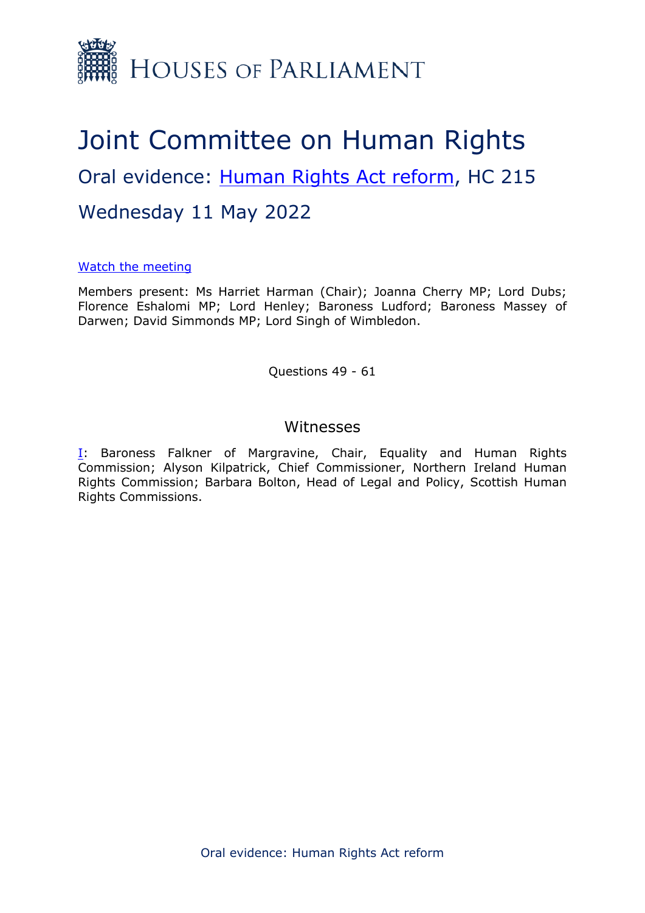Houses of Parliament

# Joint Committee on Human Rights

## Oral evidence: [Human Rights Act reform](), HC 215

## Wednesday 11 May 2022

[Watch the meeting]()

Members present: Ms Harriet Harman (Chair); Joanna Cherry MP; Lord Dubs; Florence Eshalomi MP; Lord Henley; Baroness Ludford; Baroness Massey of Darwen; David Simmonds MP; Lord Singh of Wimbledon.

Questions 49 - 61

### Witnesses

[I](): Baroness Falkner of Margravine, Chair, Equality and Human Rights Commission; Alyson Kilpatrick, Chief Commissioner, Northern Ireland Human Rights Commission; Barbara Bolton, Head of Legal and Policy, Scottish Human Rights Commissions.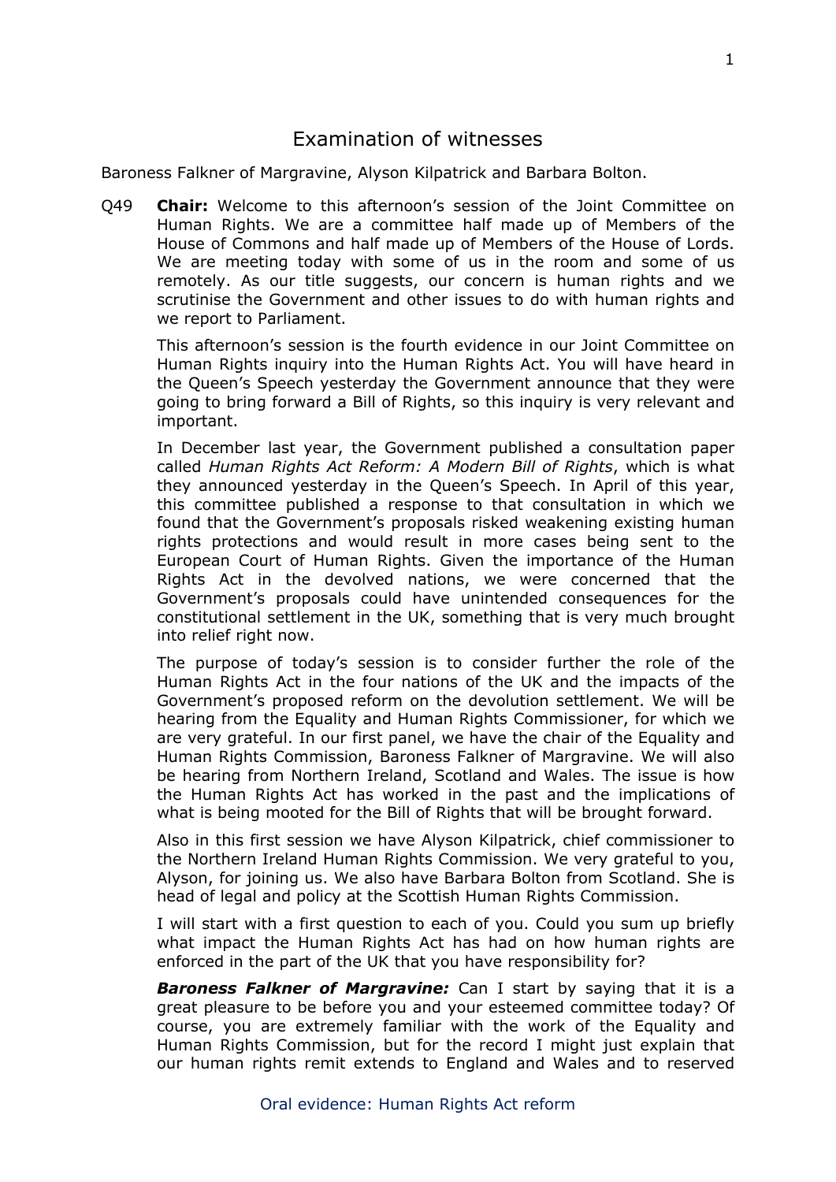# Examination of witnesses

Baroness Falkner of Margravine, Alyson Kilpatrick and Barbara Bolton.

Q49 **Chair:** Welcome to this afternoon's session of the Joint Committee on Human Rights. We are a committee half made up of Members of the House of Commons and half made up of Members of the House of Lords. We are meeting today with some of us in the room and some of us remotely. As our title suggests, our concern is human rights and we scrutinise the Government and other issues to do with human rights and we report to Parliament.

This afternoon's session is the fourth evidence in our Joint Committee on Human Rights inquiry into the Human Rights Act. You will have heard in the Queen's Speech yesterday the Government announce that they were going to bring forward a Bill of Rights, so this inquiry is very relevant and important.

In December last year, the Government published a consultation paper called *Human Rights Act Reform: A Modern Bill of Rights*, which is what they announced yesterday in the Queen's Speech. In April of this year, this committee published a response to that consultation in which we found that the Government's proposals risked weakening existing human rights protections and would result in more cases being sent to the European Court of Human Rights. Given the importance of the Human Rights Act in the devolved nations, we were concerned that the Government's proposals could have unintended consequences for the constitutional settlement in the UK, something that is very much brought into relief right now.

The purpose of today's session is to consider further the role of the Human Rights Act in the four nations of the UK and the impacts of the Government's proposed reform on the devolution settlement. We will be hearing from the Equality and Human Rights Commissioner, for which we are very grateful. In our first panel, we have the chair of the Equality and Human Rights Commission, Baroness Falkner of Margravine. We will also be hearing from Northern Ireland, Scotland and Wales. The issue is how the Human Rights Act has worked in the past and the implications of what is being mooted for the Bill of Rights that will be brought forward.

Also in this first session we have Alyson Kilpatrick, chief commissioner to the Northern Ireland Human Rights Commission. We very grateful to you, Alyson, for joining us. We also have Barbara Bolton from Scotland. She is head of legal and policy at the Scottish Human Rights Commission.

I will start with a first question to each of you. Could you sum up briefly what impact the Human Rights Act has had on how human rights are enforced in the part of the UK that you have responsibility for?

***Baroness Falkner of Margravine:*** Can I start by saying that it is a great pleasure to be before you and your esteemed committee today? Of course, you are extremely familiar with the work of the Equality and Human Rights Commission, but for the record I might just explain that our human rights remit extends to England and Wales and to reserved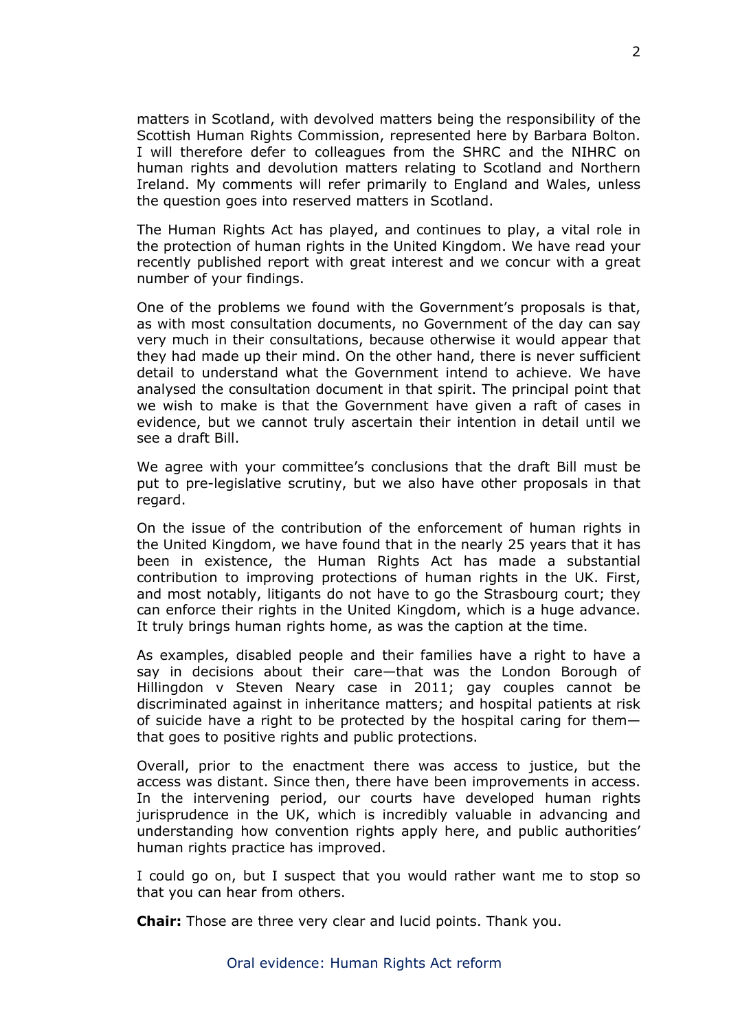matters in Scotland, with devolved matters being the responsibility of the Scottish Human Rights Commission, represented here by Barbara Bolton. I will therefore defer to colleagues from the SHRC and the NIHRC on human rights and devolution matters relating to Scotland and Northern Ireland. My comments will refer primarily to England and Wales, unless the question goes into reserved matters in Scotland.

The Human Rights Act has played, and continues to play, a vital role in the protection of human rights in the United Kingdom. We have read your recently published report with great interest and we concur with a great number of your findings.

One of the problems we found with the Government's proposals is that, as with most consultation documents, no Government of the day can say very much in their consultations, because otherwise it would appear that they had made up their mind. On the other hand, there is never sufficient detail to understand what the Government intend to achieve. We have analysed the consultation document in that spirit. The principal point that we wish to make is that the Government have given a raft of cases in evidence, but we cannot truly ascertain their intention in detail until we see a draft Bill.

We agree with your committee's conclusions that the draft Bill must be put to pre-legislative scrutiny, but we also have other proposals in that regard.

On the issue of the contribution of the enforcement of human rights in the United Kingdom, we have found that in the nearly 25 years that it has been in existence, the Human Rights Act has made a substantial contribution to improving protections of human rights in the UK. First, and most notably, litigants do not have to go the Strasbourg court; they can enforce their rights in the United Kingdom, which is a huge advance. It truly brings human rights home, as was the caption at the time.

As examples, disabled people and their families have a right to have a say in decisions about their care—that was the London Borough of Hillingdon v Steven Neary case in 2011; gay couples cannot be discriminated against in inheritance matters; and hospital patients at risk of suicide have a right to be protected by the hospital caring for them—that goes to positive rights and public protections.

Overall, prior to the enactment there was access to justice, but the access was distant. Since then, there have been improvements in access. In the intervening period, our courts have developed human rights jurisprudence in the UK, which is incredibly valuable in advancing and understanding how convention rights apply here, and public authorities' human rights practice has improved.

I could go on, but I suspect that you would rather want me to stop so that you can hear from others.

**Chair:** Those are three very clear and lucid points. Thank you.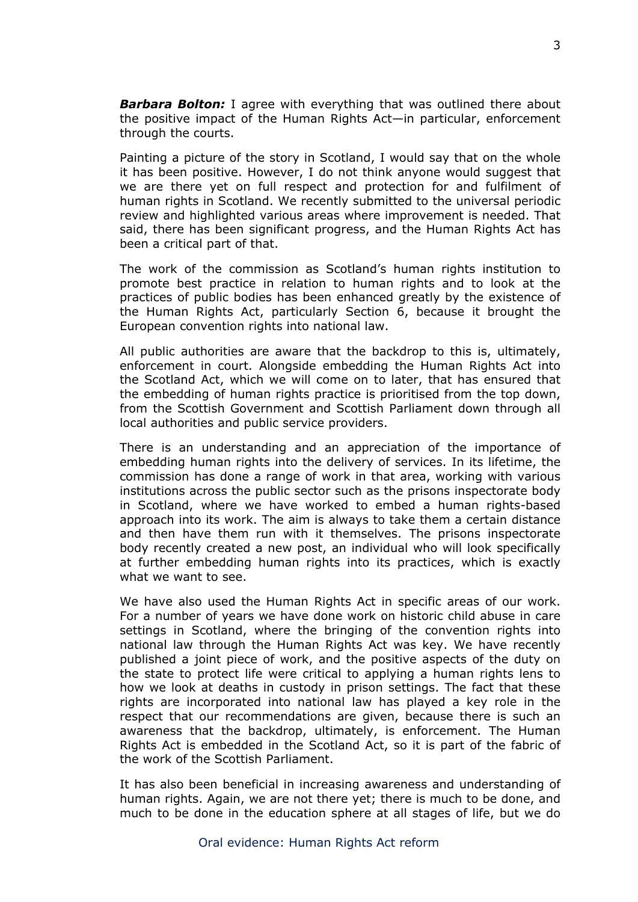***Barbara Bolton:*** I agree with everything that was outlined there about the positive impact of the Human Rights Act—in particular, enforcement through the courts.

Painting a picture of the story in Scotland, I would say that on the whole it has been positive. However, I do not think anyone would suggest that we are there yet on full respect and protection for and fulfilment of human rights in Scotland. We recently submitted to the universal periodic review and highlighted various areas where improvement is needed. That said, there has been significant progress, and the Human Rights Act has been a critical part of that.

The work of the commission as Scotland's human rights institution to promote best practice in relation to human rights and to look at the practices of public bodies has been enhanced greatly by the existence of the Human Rights Act, particularly Section 6, because it brought the European convention rights into national law.

All public authorities are aware that the backdrop to this is, ultimately, enforcement in court. Alongside embedding the Human Rights Act into the Scotland Act, which we will come on to later, that has ensured that the embedding of human rights practice is prioritised from the top down, from the Scottish Government and Scottish Parliament down through all local authorities and public service providers.

There is an understanding and an appreciation of the importance of embedding human rights into the delivery of services. In its lifetime, the commission has done a range of work in that area, working with various institutions across the public sector such as the prisons inspectorate body in Scotland, where we have worked to embed a human rights-based approach into its work. The aim is always to take them a certain distance and then have them run with it themselves. The prisons inspectorate body recently created a new post, an individual who will look specifically at further embedding human rights into its practices, which is exactly what we want to see.

We have also used the Human Rights Act in specific areas of our work. For a number of years we have done work on historic child abuse in care settings in Scotland, where the bringing of the convention rights into national law through the Human Rights Act was key. We have recently published a joint piece of work, and the positive aspects of the duty on the state to protect life were critical to applying a human rights lens to how we look at deaths in custody in prison settings. The fact that these rights are incorporated into national law has played a key role in the respect that our recommendations are given, because there is such an awareness that the backdrop, ultimately, is enforcement. The Human Rights Act is embedded in the Scotland Act, so it is part of the fabric of the work of the Scottish Parliament.

It has also been beneficial in increasing awareness and understanding of human rights. Again, we are not there yet; there is much to be done, and much to be done in the education sphere at all stages of life, but we do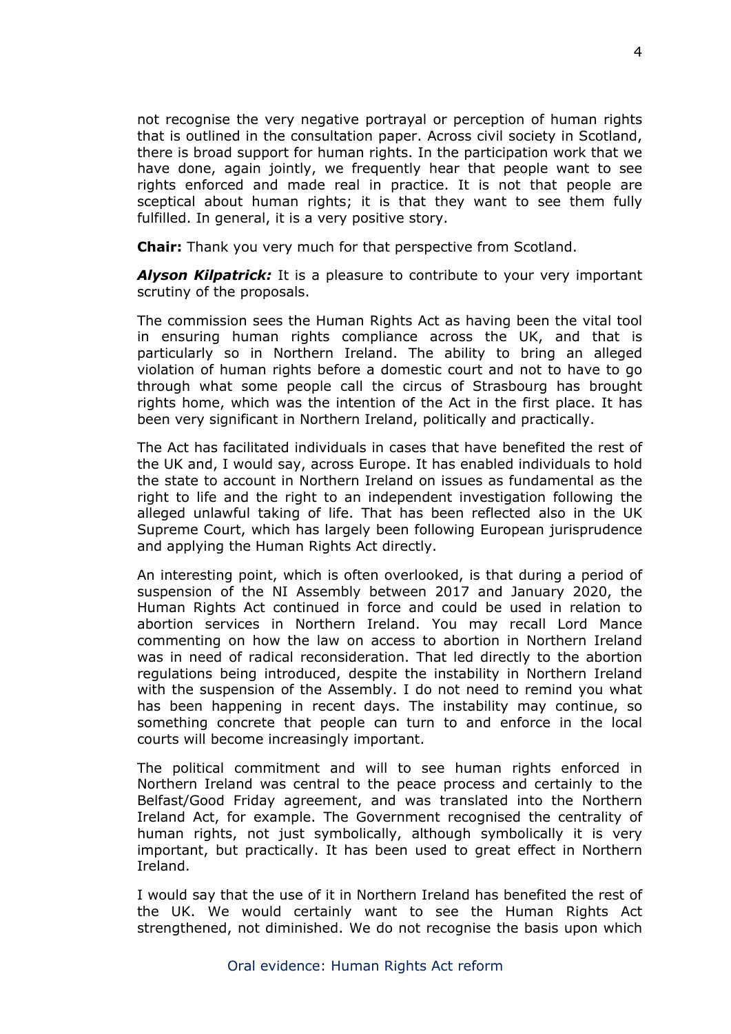not recognise the very negative portrayal or perception of human rights that is outlined in the consultation paper. Across civil society in Scotland, there is broad support for human rights. In the participation work that we have done, again jointly, we frequently hear that people want to see rights enforced and made real in practice. It is not that people are sceptical about human rights; it is that they want to see them fully fulfilled. In general, it is a very positive story.

**Chair:** Thank you very much for that perspective from Scotland.

***Alyson Kilpatrick:*** It is a pleasure to contribute to your very important scrutiny of the proposals.

The commission sees the Human Rights Act as having been the vital tool in ensuring human rights compliance across the UK, and that is particularly so in Northern Ireland. The ability to bring an alleged violation of human rights before a domestic court and not to have to go through what some people call the circus of Strasbourg has brought rights home, which was the intention of the Act in the first place. It has been very significant in Northern Ireland, politically and practically.

The Act has facilitated individuals in cases that have benefited the rest of the UK and, I would say, across Europe. It has enabled individuals to hold the state to account in Northern Ireland on issues as fundamental as the right to life and the right to an independent investigation following the alleged unlawful taking of life. That has been reflected also in the UK Supreme Court, which has largely been following European jurisprudence and applying the Human Rights Act directly.

An interesting point, which is often overlooked, is that during a period of suspension of the NI Assembly between 2017 and January 2020, the Human Rights Act continued in force and could be used in relation to abortion services in Northern Ireland. You may recall Lord Mance commenting on how the law on access to abortion in Northern Ireland was in need of radical reconsideration. That led directly to the abortion regulations being introduced, despite the instability in Northern Ireland with the suspension of the Assembly. I do not need to remind you what has been happening in recent days. The instability may continue, so something concrete that people can turn to and enforce in the local courts will become increasingly important.

The political commitment and will to see human rights enforced in Northern Ireland was central to the peace process and certainly to the Belfast/Good Friday agreement, and was translated into the Northern Ireland Act, for example. The Government recognised the centrality of human rights, not just symbolically, although symbolically it is very important, but practically. It has been used to great effect in Northern Ireland.

I would say that the use of it in Northern Ireland has benefited the rest of the UK. We would certainly want to see the Human Rights Act strengthened, not diminished. We do not recognise the basis upon which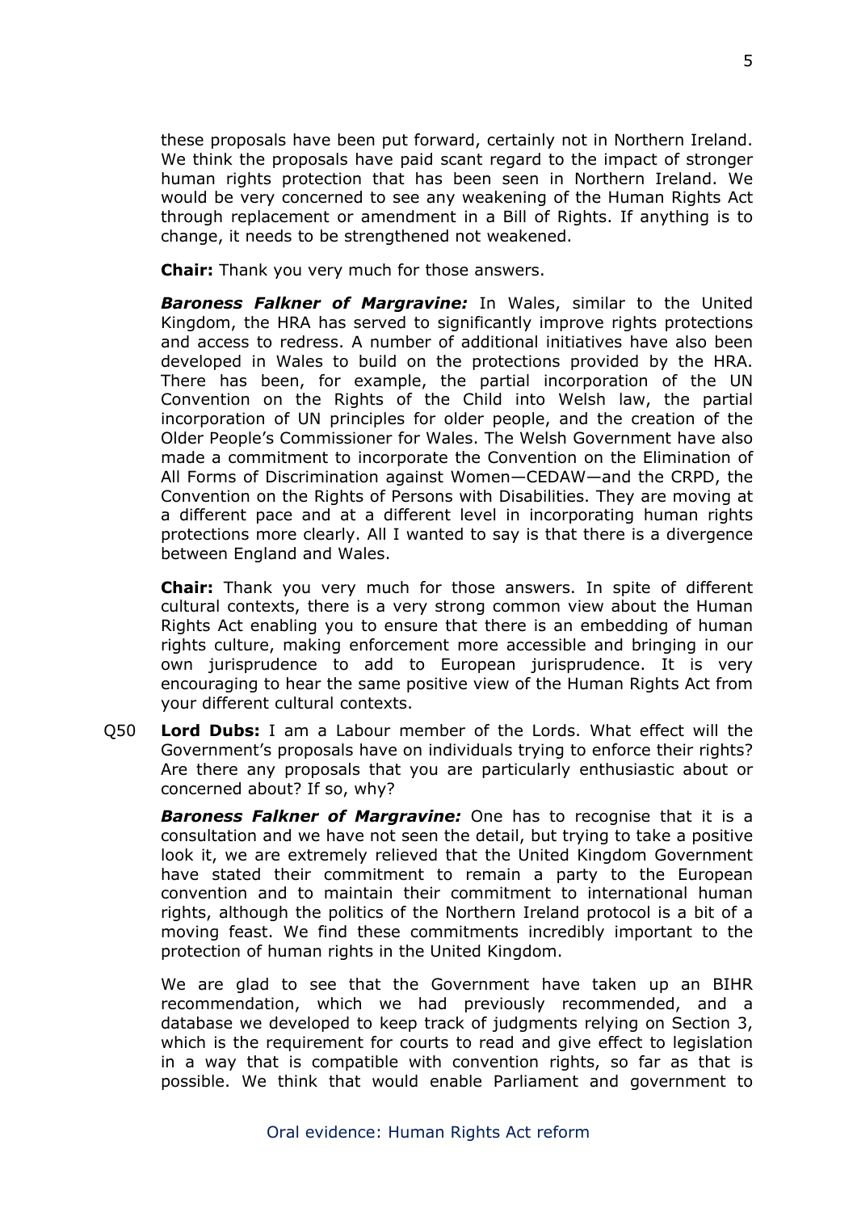these proposals have been put forward, certainly not in Northern Ireland. We think the proposals have paid scant regard to the impact of stronger human rights protection that has been seen in Northern Ireland. We would be very concerned to see any weakening of the Human Rights Act through replacement or amendment in a Bill of Rights. If anything is to change, it needs to be strengthened not weakened.

**Chair:** Thank you very much for those answers.

***Baroness Falkner of Margravine:*** In Wales, similar to the United Kingdom, the HRA has served to significantly improve rights protections and access to redress. A number of additional initiatives have also been developed in Wales to build on the protections provided by the HRA. There has been, for example, the partial incorporation of the UN Convention on the Rights of the Child into Welsh law, the partial incorporation of UN principles for older people, and the creation of the Older People's Commissioner for Wales. The Welsh Government have also made a commitment to incorporate the Convention on the Elimination of All Forms of Discrimination against Women—CEDAW—and the CRPD, the Convention on the Rights of Persons with Disabilities. They are moving at a different pace and at a different level in incorporating human rights protections more clearly. All I wanted to say is that there is a divergence between England and Wales.

**Chair:** Thank you very much for those answers. In spite of different cultural contexts, there is a very strong common view about the Human Rights Act enabling you to ensure that there is an embedding of human rights culture, making enforcement more accessible and bringing in our own jurisprudence to add to European jurisprudence. It is very encouraging to hear the same positive view of the Human Rights Act from your different cultural contexts.

Q50 **Lord Dubs:** I am a Labour member of the Lords. What effect will the Government's proposals have on individuals trying to enforce their rights? Are there any proposals that you are particularly enthusiastic about or concerned about? If so, why?

***Baroness Falkner of Margravine:*** One has to recognise that it is a consultation and we have not seen the detail, but trying to take a positive look it, we are extremely relieved that the United Kingdom Government have stated their commitment to remain a party to the European convention and to maintain their commitment to international human rights, although the politics of the Northern Ireland protocol is a bit of a moving feast. We find these commitments incredibly important to the protection of human rights in the United Kingdom.

We are glad to see that the Government have taken up an BIHR recommendation, which we had previously recommended, and a database we developed to keep track of judgments relying on Section 3, which is the requirement for courts to read and give effect to legislation in a way that is compatible with convention rights, so far as that is possible. We think that would enable Parliament and government to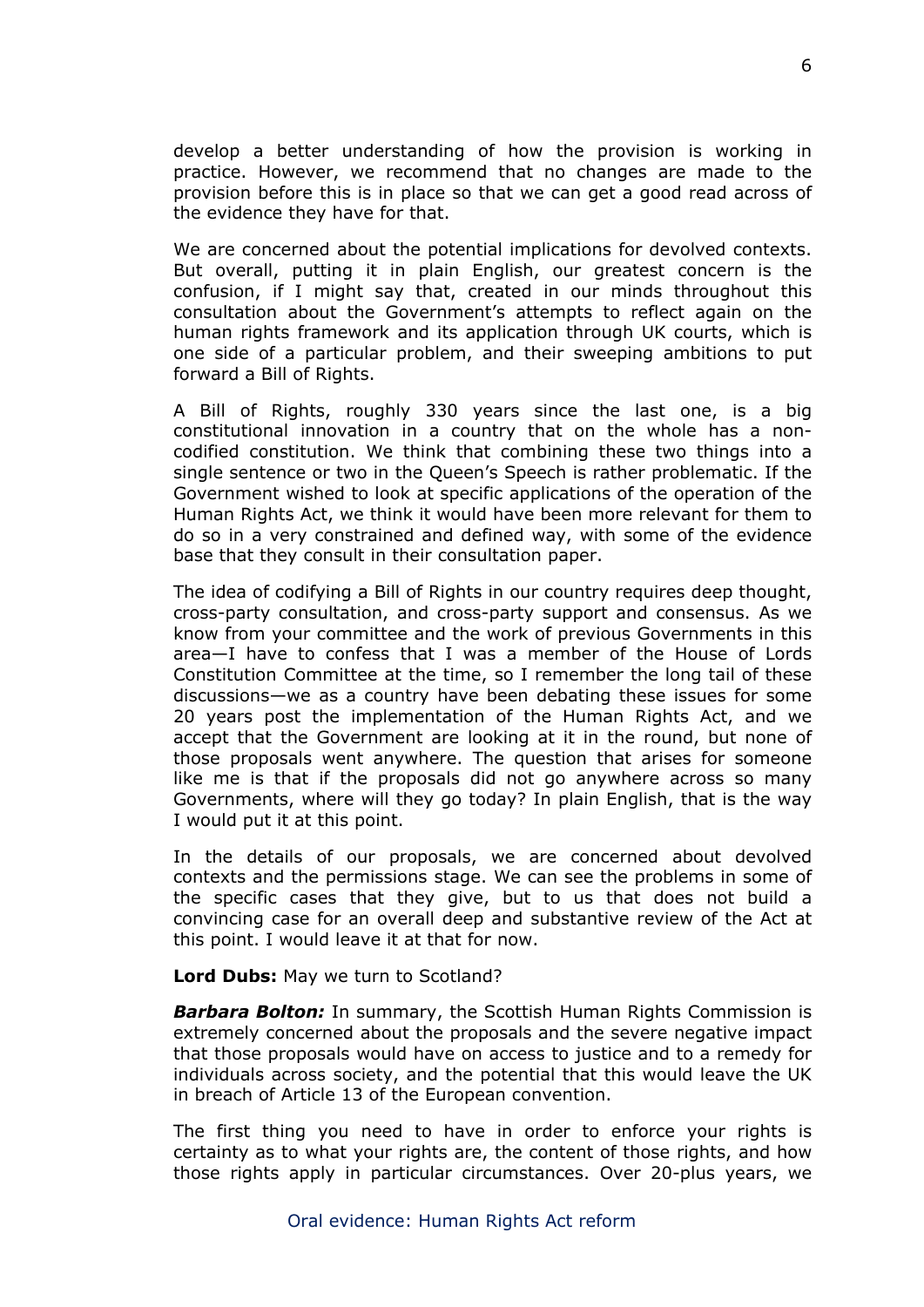develop a better understanding of how the provision is working in practice. However, we recommend that no changes are made to the provision before this is in place so that we can get a good read across of the evidence they have for that.

We are concerned about the potential implications for devolved contexts. But overall, putting it in plain English, our greatest concern is the confusion, if I might say that, created in our minds throughout this consultation about the Government's attempts to reflect again on the human rights framework and its application through UK courts, which is one side of a particular problem, and their sweeping ambitions to put forward a Bill of Rights.

A Bill of Rights, roughly 330 years since the last one, is a big constitutional innovation in a country that on the whole has a non-codified constitution. We think that combining these two things into a single sentence or two in the Queen's Speech is rather problematic. If the Government wished to look at specific applications of the operation of the Human Rights Act, we think it would have been more relevant for them to do so in a very constrained and defined way, with some of the evidence base that they consult in their consultation paper.

The idea of codifying a Bill of Rights in our country requires deep thought, cross-party consultation, and cross-party support and consensus. As we know from your committee and the work of previous Governments in this area—I have to confess that I was a member of the House of Lords Constitution Committee at the time, so I remember the long tail of these discussions—we as a country have been debating these issues for some 20 years post the implementation of the Human Rights Act, and we accept that the Government are looking at it in the round, but none of those proposals went anywhere. The question that arises for someone like me is that if the proposals did not go anywhere across so many Governments, where will they go today? In plain English, that is the way I would put it at this point.

In the details of our proposals, we are concerned about devolved contexts and the permissions stage. We can see the problems in some of the specific cases that they give, but to us that does not build a convincing case for an overall deep and substantive review of the Act at this point. I would leave it at that for now.

**Lord Dubs:** May we turn to Scotland?

***Barbara Bolton:*** In summary, the Scottish Human Rights Commission is extremely concerned about the proposals and the severe negative impact that those proposals would have on access to justice and to a remedy for individuals across society, and the potential that this would leave the UK in breach of Article 13 of the European convention.

The first thing you need to have in order to enforce your rights is certainty as to what your rights are, the content of those rights, and how those rights apply in particular circumstances. Over 20-plus years, we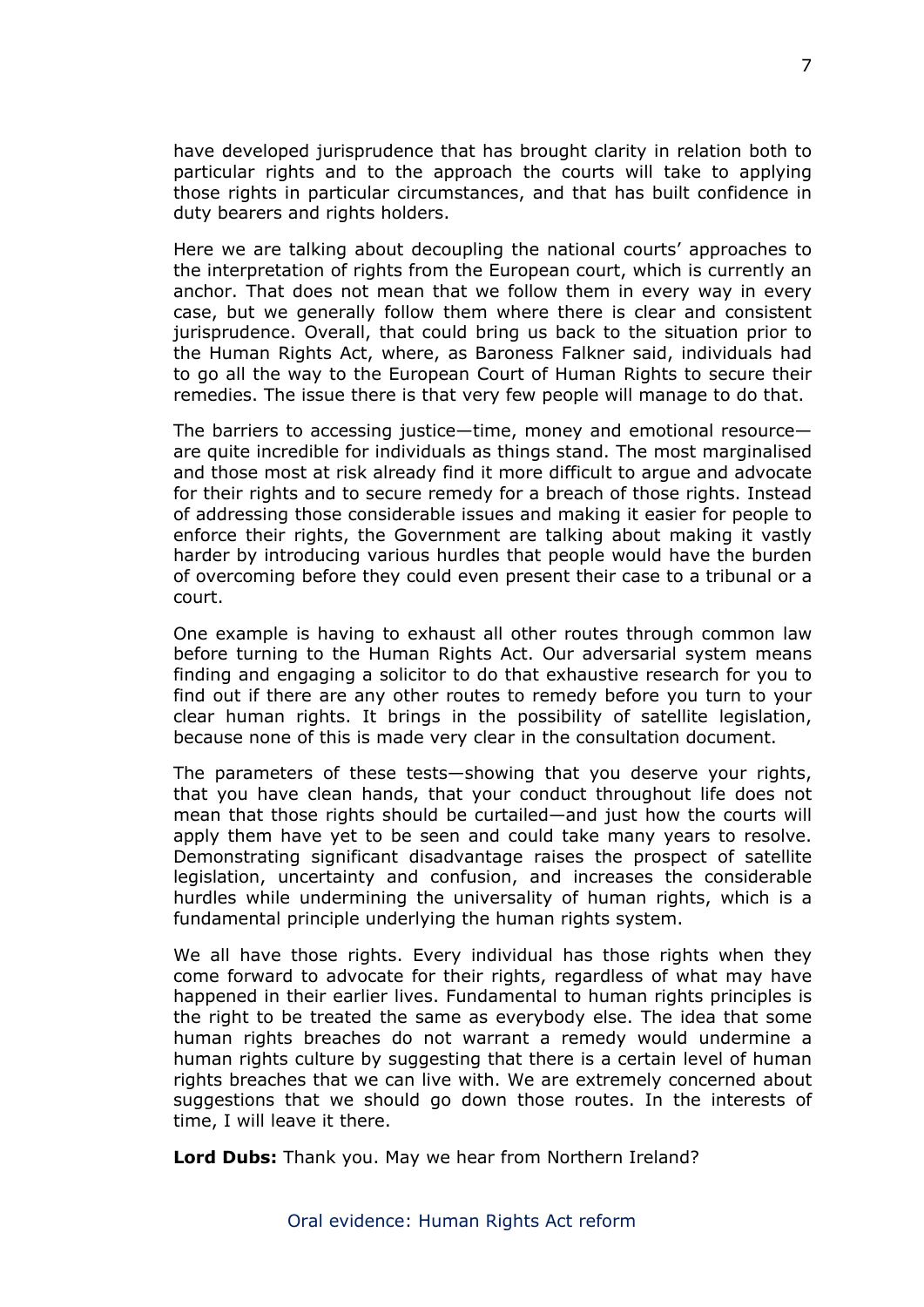have developed jurisprudence that has brought clarity in relation both to particular rights and to the approach the courts will take to applying those rights in particular circumstances, and that has built confidence in duty bearers and rights holders.

Here we are talking about decoupling the national courts' approaches to the interpretation of rights from the European court, which is currently an anchor. That does not mean that we follow them in every way in every case, but we generally follow them where there is clear and consistent jurisprudence. Overall, that could bring us back to the situation prior to the Human Rights Act, where, as Baroness Falkner said, individuals had to go all the way to the European Court of Human Rights to secure their remedies. The issue there is that very few people will manage to do that.

The barriers to accessing justice—time, money and emotional resource—are quite incredible for individuals as things stand. The most marginalised and those most at risk already find it more difficult to argue and advocate for their rights and to secure remedy for a breach of those rights. Instead of addressing those considerable issues and making it easier for people to enforce their rights, the Government are talking about making it vastly harder by introducing various hurdles that people would have the burden of overcoming before they could even present their case to a tribunal or a court.

One example is having to exhaust all other routes through common law before turning to the Human Rights Act. Our adversarial system means finding and engaging a solicitor to do that exhaustive research for you to find out if there are any other routes to remedy before you turn to your clear human rights. It brings in the possibility of satellite legislation, because none of this is made very clear in the consultation document.

The parameters of these tests—showing that you deserve your rights, that you have clean hands, that your conduct throughout life does not mean that those rights should be curtailed—and just how the courts will apply them have yet to be seen and could take many years to resolve. Demonstrating significant disadvantage raises the prospect of satellite legislation, uncertainty and confusion, and increases the considerable hurdles while undermining the universality of human rights, which is a fundamental principle underlying the human rights system.

We all have those rights. Every individual has those rights when they come forward to advocate for their rights, regardless of what may have happened in their earlier lives. Fundamental to human rights principles is the right to be treated the same as everybody else. The idea that some human rights breaches do not warrant a remedy would undermine a human rights culture by suggesting that there is a certain level of human rights breaches that we can live with. We are extremely concerned about suggestions that we should go down those routes. In the interests of time, I will leave it there.

**Lord Dubs:** Thank you. May we hear from Northern Ireland?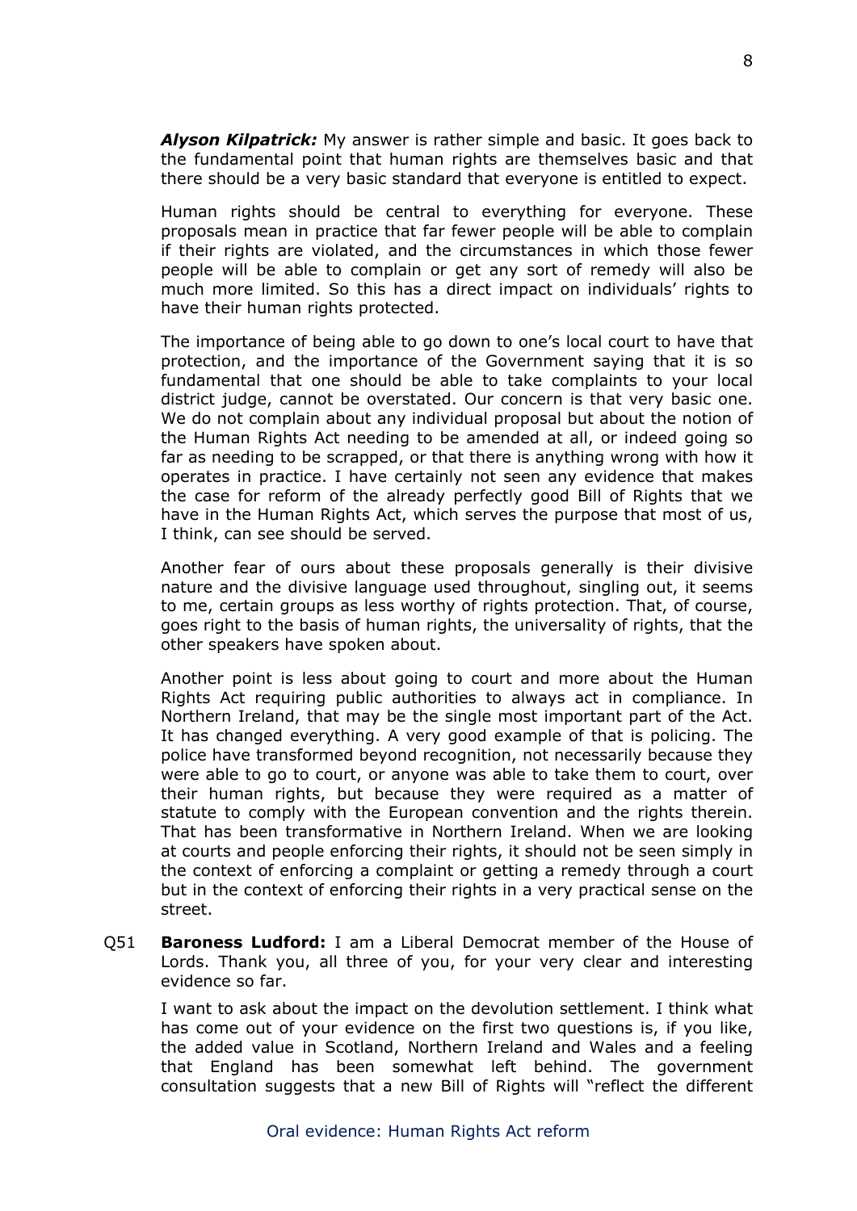***Alyson Kilpatrick:*** My answer is rather simple and basic. It goes back to the fundamental point that human rights are themselves basic and that there should be a very basic standard that everyone is entitled to expect.

Human rights should be central to everything for everyone. These proposals mean in practice that far fewer people will be able to complain if their rights are violated, and the circumstances in which those fewer people will be able to complain or get any sort of remedy will also be much more limited. So this has a direct impact on individuals' rights to have their human rights protected.

The importance of being able to go down to one's local court to have that protection, and the importance of the Government saying that it is so fundamental that one should be able to take complaints to your local district judge, cannot be overstated. Our concern is that very basic one. We do not complain about any individual proposal but about the notion of the Human Rights Act needing to be amended at all, or indeed going so far as needing to be scrapped, or that there is anything wrong with how it operates in practice. I have certainly not seen any evidence that makes the case for reform of the already perfectly good Bill of Rights that we have in the Human Rights Act, which serves the purpose that most of us, I think, can see should be served.

Another fear of ours about these proposals generally is their divisive nature and the divisive language used throughout, singling out, it seems to me, certain groups as less worthy of rights protection. That, of course, goes right to the basis of human rights, the universality of rights, that the other speakers have spoken about.

Another point is less about going to court and more about the Human Rights Act requiring public authorities to always act in compliance. In Northern Ireland, that may be the single most important part of the Act. It has changed everything. A very good example of that is policing. The police have transformed beyond recognition, not necessarily because they were able to go to court, or anyone was able to take them to court, over their human rights, but because they were required as a matter of statute to comply with the European convention and the rights therein. That has been transformative in Northern Ireland. When we are looking at courts and people enforcing their rights, it should not be seen simply in the context of enforcing a complaint or getting a remedy through a court but in the context of enforcing their rights in a very practical sense on the street.

Q51 **Baroness Ludford:** I am a Liberal Democrat member of the House of Lords. Thank you, all three of you, for your very clear and interesting evidence so far.

I want to ask about the impact on the devolution settlement. I think what has come out of your evidence on the first two questions is, if you like, the added value in Scotland, Northern Ireland and Wales and a feeling that England has been somewhat left behind. The government consultation suggests that a new Bill of Rights will "reflect the different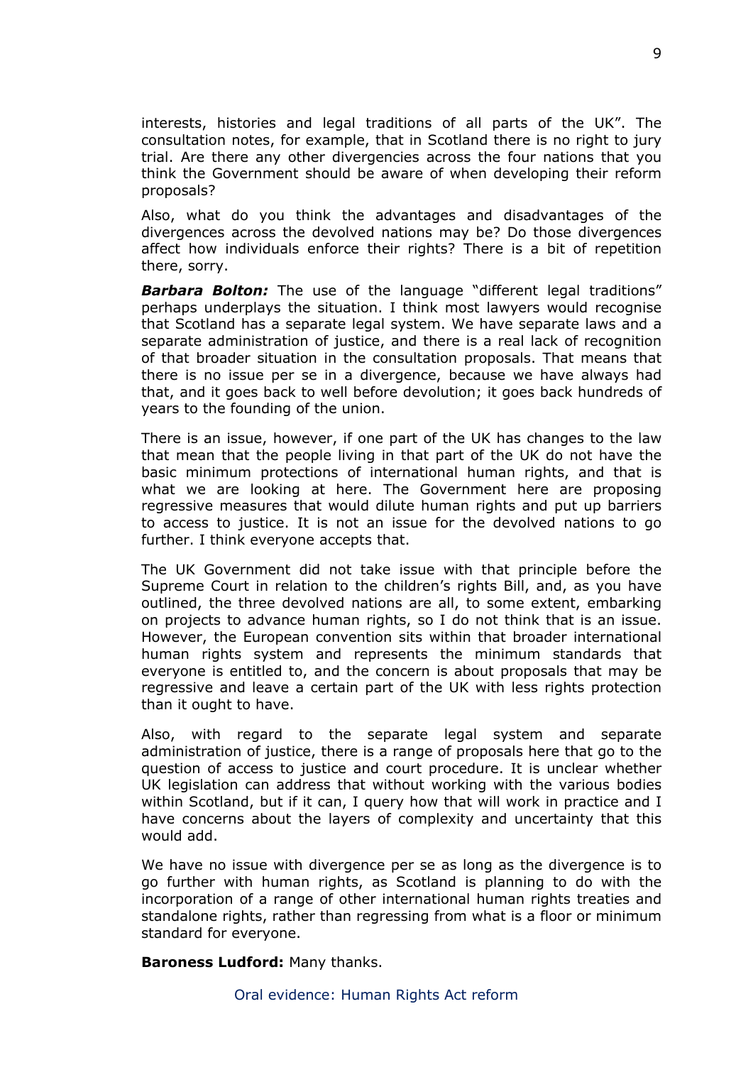interests, histories and legal traditions of all parts of the UK". The consultation notes, for example, that in Scotland there is no right to jury trial. Are there any other divergencies across the four nations that you think the Government should be aware of when developing their reform proposals?

Also, what do you think the advantages and disadvantages of the divergences across the devolved nations may be? Do those divergences affect how individuals enforce their rights? There is a bit of repetition there, sorry.

***Barbara Bolton:*** The use of the language "different legal traditions" perhaps underplays the situation. I think most lawyers would recognise that Scotland has a separate legal system. We have separate laws and a separate administration of justice, and there is a real lack of recognition of that broader situation in the consultation proposals. That means that there is no issue per se in a divergence, because we have always had that, and it goes back to well before devolution; it goes back hundreds of years to the founding of the union.

There is an issue, however, if one part of the UK has changes to the law that mean that the people living in that part of the UK do not have the basic minimum protections of international human rights, and that is what we are looking at here. The Government here are proposing regressive measures that would dilute human rights and put up barriers to access to justice. It is not an issue for the devolved nations to go further. I think everyone accepts that.

The UK Government did not take issue with that principle before the Supreme Court in relation to the children's rights Bill, and, as you have outlined, the three devolved nations are all, to some extent, embarking on projects to advance human rights, so I do not think that is an issue. However, the European convention sits within that broader international human rights system and represents the minimum standards that everyone is entitled to, and the concern is about proposals that may be regressive and leave a certain part of the UK with less rights protection than it ought to have.

Also, with regard to the separate legal system and separate administration of justice, there is a range of proposals here that go to the question of access to justice and court procedure. It is unclear whether UK legislation can address that without working with the various bodies within Scotland, but if it can, I query how that will work in practice and I have concerns about the layers of complexity and uncertainty that this would add.

We have no issue with divergence per se as long as the divergence is to go further with human rights, as Scotland is planning to do with the incorporation of a range of other international human rights treaties and standalone rights, rather than regressing from what is a floor or minimum standard for everyone.

**Baroness Ludford:** Many thanks.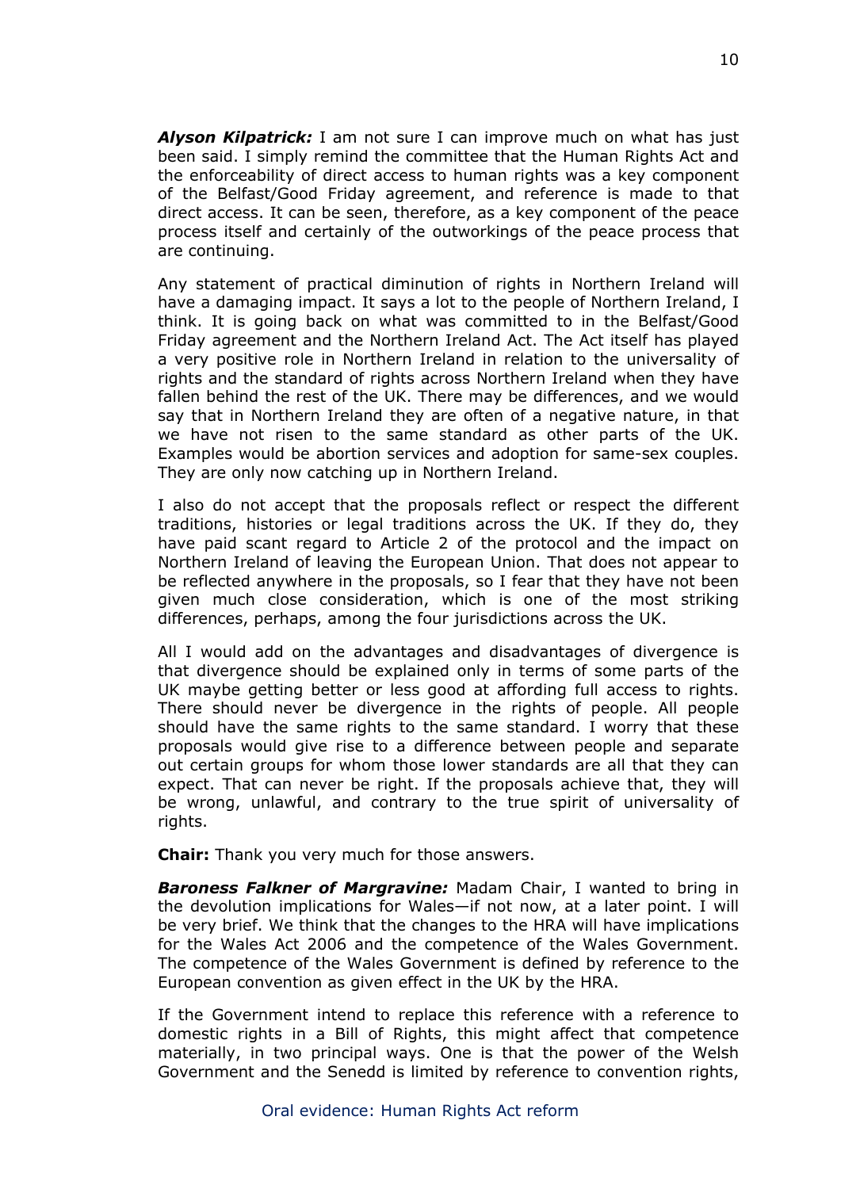***Alyson Kilpatrick:*** I am not sure I can improve much on what has just been said. I simply remind the committee that the Human Rights Act and the enforceability of direct access to human rights was a key component of the Belfast/Good Friday agreement, and reference is made to that direct access. It can be seen, therefore, as a key component of the peace process itself and certainly of the outworkings of the peace process that are continuing.

Any statement of practical diminution of rights in Northern Ireland will have a damaging impact. It says a lot to the people of Northern Ireland, I think. It is going back on what was committed to in the Belfast/Good Friday agreement and the Northern Ireland Act. The Act itself has played a very positive role in Northern Ireland in relation to the universality of rights and the standard of rights across Northern Ireland when they have fallen behind the rest of the UK. There may be differences, and we would say that in Northern Ireland they are often of a negative nature, in that we have not risen to the same standard as other parts of the UK. Examples would be abortion services and adoption for same-sex couples. They are only now catching up in Northern Ireland.

I also do not accept that the proposals reflect or respect the different traditions, histories or legal traditions across the UK. If they do, they have paid scant regard to Article 2 of the protocol and the impact on Northern Ireland of leaving the European Union. That does not appear to be reflected anywhere in the proposals, so I fear that they have not been given much close consideration, which is one of the most striking differences, perhaps, among the four jurisdictions across the UK.

All I would add on the advantages and disadvantages of divergence is that divergence should be explained only in terms of some parts of the UK maybe getting better or less good at affording full access to rights. There should never be divergence in the rights of people. All people should have the same rights to the same standard. I worry that these proposals would give rise to a difference between people and separate out certain groups for whom those lower standards are all that they can expect. That can never be right. If the proposals achieve that, they will be wrong, unlawful, and contrary to the true spirit of universality of rights.

**Chair:** Thank you very much for those answers.

***Baroness Falkner of Margravine:*** Madam Chair, I wanted to bring in the devolution implications for Wales—if not now, at a later point. I will be very brief. We think that the changes to the HRA will have implications for the Wales Act 2006 and the competence of the Wales Government. The competence of the Wales Government is defined by reference to the European convention as given effect in the UK by the HRA.

If the Government intend to replace this reference with a reference to domestic rights in a Bill of Rights, this might affect that competence materially, in two principal ways. One is that the power of the Welsh Government and the Senedd is limited by reference to convention rights,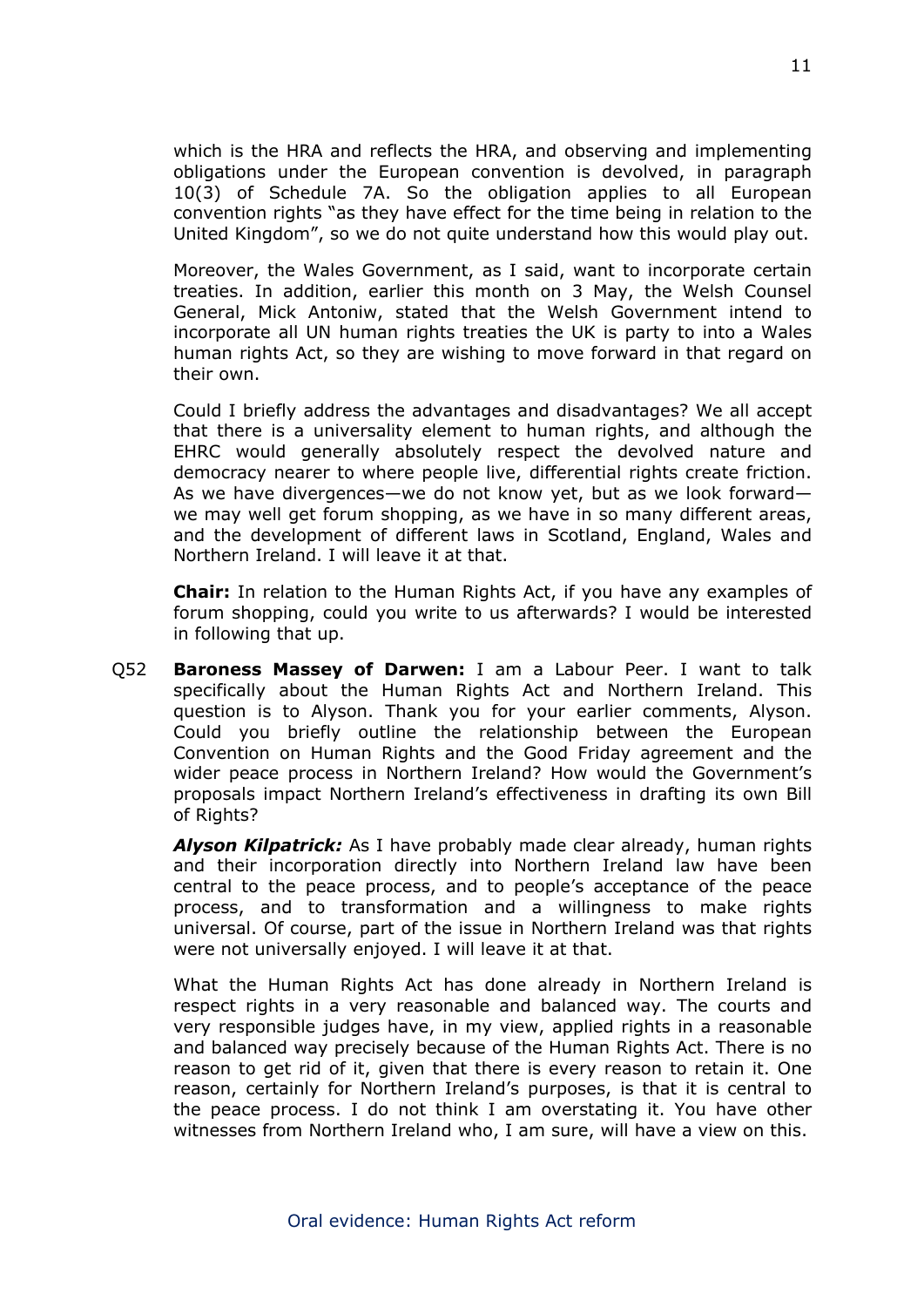which is the HRA and reflects the HRA, and observing and implementing obligations under the European convention is devolved, in paragraph 10(3) of Schedule 7A. So the obligation applies to all European convention rights "as they have effect for the time being in relation to the United Kingdom", so we do not quite understand how this would play out.

Moreover, the Wales Government, as I said, want to incorporate certain treaties. In addition, earlier this month on 3 May, the Welsh Counsel General, Mick Antoniw, stated that the Welsh Government intend to incorporate all UN human rights treaties the UK is party to into a Wales human rights Act, so they are wishing to move forward in that regard on their own.

Could I briefly address the advantages and disadvantages? We all accept that there is a universality element to human rights, and although the EHRC would generally absolutely respect the devolved nature and democracy nearer to where people live, differential rights create friction. As we have divergences—we do not know yet, but as we look forward—we may well get forum shopping, as we have in so many different areas, and the development of different laws in Scotland, England, Wales and Northern Ireland. I will leave it at that.

**Chair:** In relation to the Human Rights Act, if you have any examples of forum shopping, could you write to us afterwards? I would be interested in following that up.

Q52 **Baroness Massey of Darwen:** I am a Labour Peer. I want to talk specifically about the Human Rights Act and Northern Ireland. This question is to Alyson. Thank you for your earlier comments, Alyson. Could you briefly outline the relationship between the European Convention on Human Rights and the Good Friday agreement and the wider peace process in Northern Ireland? How would the Government's proposals impact Northern Ireland's effectiveness in drafting its own Bill of Rights?

***Alyson Kilpatrick:*** As I have probably made clear already, human rights and their incorporation directly into Northern Ireland law have been central to the peace process, and to people's acceptance of the peace process, and to transformation and a willingness to make rights universal. Of course, part of the issue in Northern Ireland was that rights were not universally enjoyed. I will leave it at that.

What the Human Rights Act has done already in Northern Ireland is respect rights in a very reasonable and balanced way. The courts and very responsible judges have, in my view, applied rights in a reasonable and balanced way precisely because of the Human Rights Act. There is no reason to get rid of it, given that there is every reason to retain it. One reason, certainly for Northern Ireland's purposes, is that it is central to the peace process. I do not think I am overstating it. You have other witnesses from Northern Ireland who, I am sure, will have a view on this.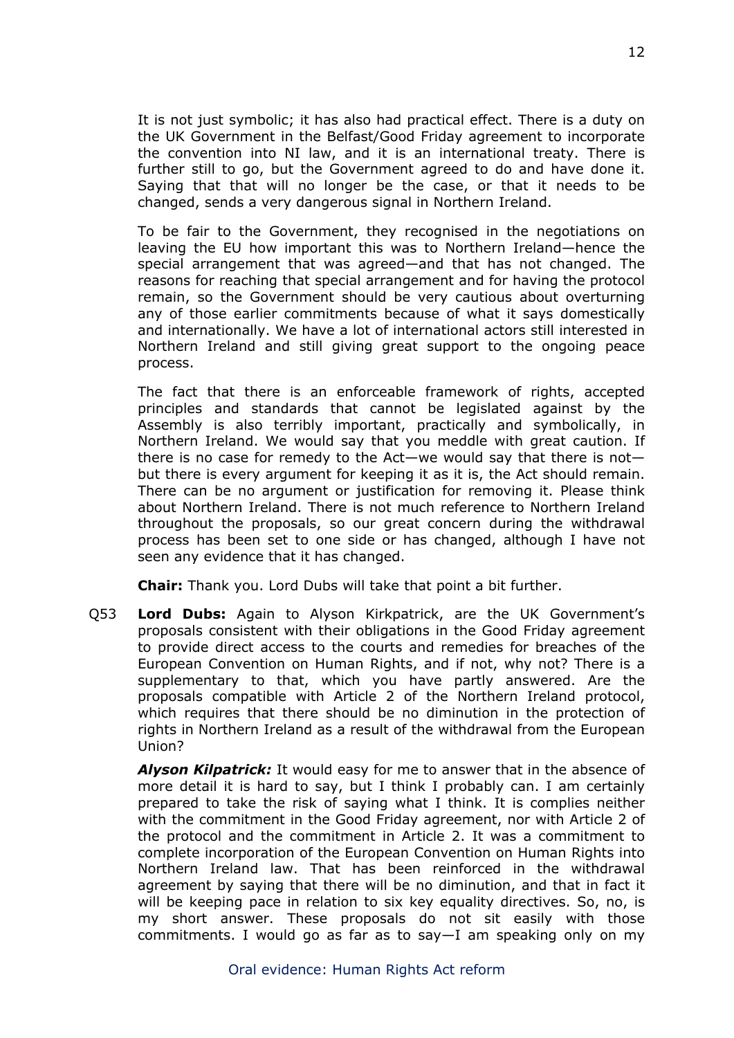It is not just symbolic; it has also had practical effect. There is a duty on the UK Government in the Belfast/Good Friday agreement to incorporate the convention into NI law, and it is an international treaty. There is further still to go, but the Government agreed to do and have done it. Saying that that will no longer be the case, or that it needs to be changed, sends a very dangerous signal in Northern Ireland.

To be fair to the Government, they recognised in the negotiations on leaving the EU how important this was to Northern Ireland—hence the special arrangement that was agreed—and that has not changed. The reasons for reaching that special arrangement and for having the protocol remain, so the Government should be very cautious about overturning any of those earlier commitments because of what it says domestically and internationally. We have a lot of international actors still interested in Northern Ireland and still giving great support to the ongoing peace process.

The fact that there is an enforceable framework of rights, accepted principles and standards that cannot be legislated against by the Assembly is also terribly important, practically and symbolically, in Northern Ireland. We would say that you meddle with great caution. If there is no case for remedy to the Act—we would say that there is not—but there is every argument for keeping it as it is, the Act should remain. There can be no argument or justification for removing it. Please think about Northern Ireland. There is not much reference to Northern Ireland throughout the proposals, so our great concern during the withdrawal process has been set to one side or has changed, although I have not seen any evidence that it has changed.

**Chair:** Thank you. Lord Dubs will take that point a bit further.

Q53 **Lord Dubs:** Again to Alyson Kirkpatrick, are the UK Government's proposals consistent with their obligations in the Good Friday agreement to provide direct access to the courts and remedies for breaches of the European Convention on Human Rights, and if not, why not? There is a supplementary to that, which you have partly answered. Are the proposals compatible with Article 2 of the Northern Ireland protocol, which requires that there should be no diminution in the protection of rights in Northern Ireland as a result of the withdrawal from the European Union?

***Alyson Kilpatrick:*** It would easy for me to answer that in the absence of more detail it is hard to say, but I think I probably can. I am certainly prepared to take the risk of saying what I think. It is complies neither with the commitment in the Good Friday agreement, nor with Article 2 of the protocol and the commitment in Article 2. It was a commitment to complete incorporation of the European Convention on Human Rights into Northern Ireland law. That has been reinforced in the withdrawal agreement by saying that there will be no diminution, and that in fact it will be keeping pace in relation to six key equality directives. So, no, is my short answer. These proposals do not sit easily with those commitments. I would go as far as to say—I am speaking only on my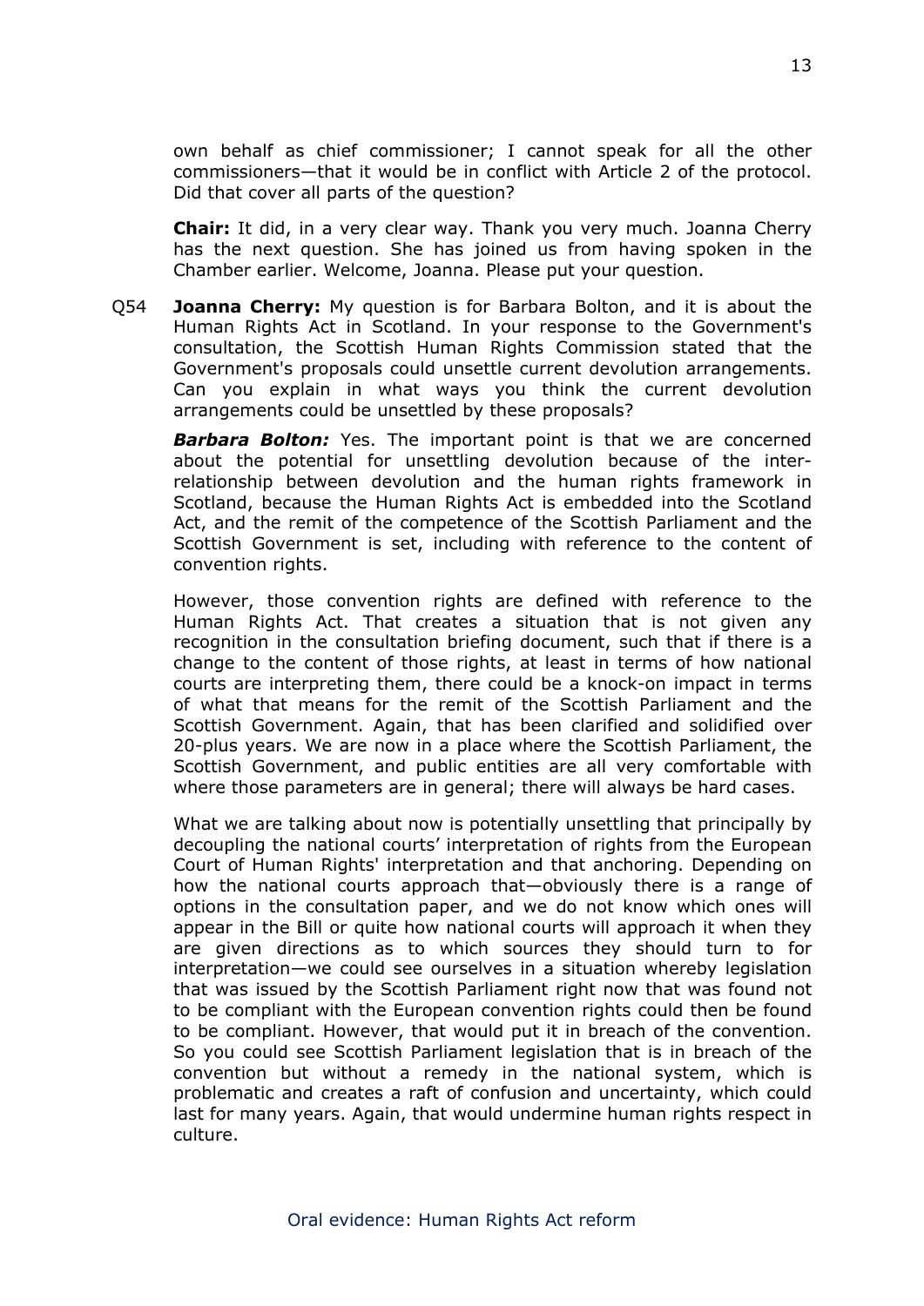own behalf as chief commissioner; I cannot speak for all the other commissioners—that it would be in conflict with Article 2 of the protocol. Did that cover all parts of the question?

**Chair:** It did, in a very clear way. Thank you very much. Joanna Cherry has the next question. She has joined us from having spoken in the Chamber earlier. Welcome, Joanna. Please put your question.

Q54 **Joanna Cherry:** My question is for Barbara Bolton, and it is about the Human Rights Act in Scotland. In your response to the Government's consultation, the Scottish Human Rights Commission stated that the Government's proposals could unsettle current devolution arrangements. Can you explain in what ways you think the current devolution arrangements could be unsettled by these proposals?

***Barbara Bolton:*** Yes. The important point is that we are concerned about the potential for unsettling devolution because of the inter-relationship between devolution and the human rights framework in Scotland, because the Human Rights Act is embedded into the Scotland Act, and the remit of the competence of the Scottish Parliament and the Scottish Government is set, including with reference to the content of convention rights.

However, those convention rights are defined with reference to the Human Rights Act. That creates a situation that is not given any recognition in the consultation briefing document, such that if there is a change to the content of those rights, at least in terms of how national courts are interpreting them, there could be a knock-on impact in terms of what that means for the remit of the Scottish Parliament and the Scottish Government. Again, that has been clarified and solidified over 20-plus years. We are now in a place where the Scottish Parliament, the Scottish Government, and public entities are all very comfortable with where those parameters are in general; there will always be hard cases.

What we are talking about now is potentially unsettling that principally by decoupling the national courts' interpretation of rights from the European Court of Human Rights' interpretation and that anchoring. Depending on how the national courts approach that—obviously there is a range of options in the consultation paper, and we do not know which ones will appear in the Bill or quite how national courts will approach it when they are given directions as to which sources they should turn to for interpretation—we could see ourselves in a situation whereby legislation that was issued by the Scottish Parliament right now that was found not to be compliant with the European convention rights could then be found to be compliant. However, that would put it in breach of the convention. So you could see Scottish Parliament legislation that is in breach of the convention but without a remedy in the national system, which is problematic and creates a raft of confusion and uncertainty, which could last for many years. Again, that would undermine human rights respect in culture.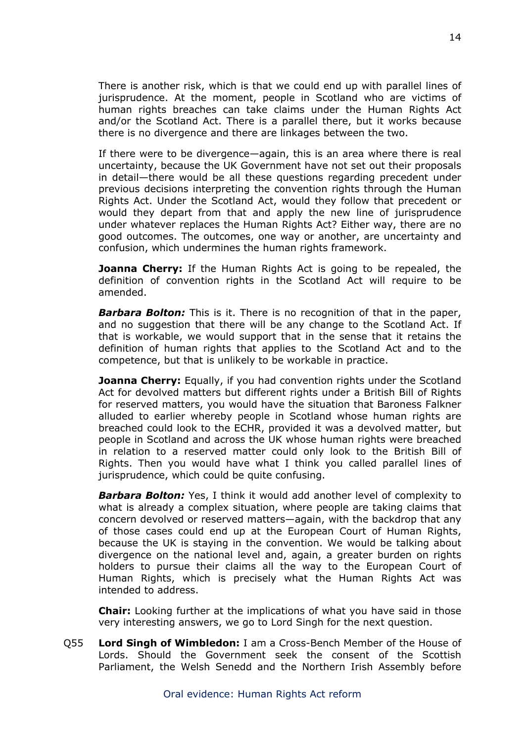There is another risk, which is that we could end up with parallel lines of jurisprudence. At the moment, people in Scotland who are victims of human rights breaches can take claims under the Human Rights Act and/or the Scotland Act. There is a parallel there, but it works because there is no divergence and there are linkages between the two.

If there were to be divergence—again, this is an area where there is real uncertainty, because the UK Government have not set out their proposals in detail—there would be all these questions regarding precedent under previous decisions interpreting the convention rights through the Human Rights Act. Under the Scotland Act, would they follow that precedent or would they depart from that and apply the new line of jurisprudence under whatever replaces the Human Rights Act? Either way, there are no good outcomes. The outcomes, one way or another, are uncertainty and confusion, which undermines the human rights framework.

**Joanna Cherry:** If the Human Rights Act is going to be repealed, the definition of convention rights in the Scotland Act will require to be amended.

***Barbara Bolton:*** This is it. There is no recognition of that in the paper, and no suggestion that there will be any change to the Scotland Act. If that is workable, we would support that in the sense that it retains the definition of human rights that applies to the Scotland Act and to the competence, but that is unlikely to be workable in practice.

**Joanna Cherry:** Equally, if you had convention rights under the Scotland Act for devolved matters but different rights under a British Bill of Rights for reserved matters, you would have the situation that Baroness Falkner alluded to earlier whereby people in Scotland whose human rights are breached could look to the ECHR, provided it was a devolved matter, but people in Scotland and across the UK whose human rights were breached in relation to a reserved matter could only look to the British Bill of Rights. Then you would have what I think you called parallel lines of jurisprudence, which could be quite confusing.

***Barbara Bolton:*** Yes, I think it would add another level of complexity to what is already a complex situation, where people are taking claims that concern devolved or reserved matters—again, with the backdrop that any of those cases could end up at the European Court of Human Rights, because the UK is staying in the convention. We would be talking about divergence on the national level and, again, a greater burden on rights holders to pursue their claims all the way to the European Court of Human Rights, which is precisely what the Human Rights Act was intended to address.

**Chair:** Looking further at the implications of what you have said in those very interesting answers, we go to Lord Singh for the next question.

Q55 **Lord Singh of Wimbledon:** I am a Cross-Bench Member of the House of Lords. Should the Government seek the consent of the Scottish Parliament, the Welsh Senedd and the Northern Irish Assembly before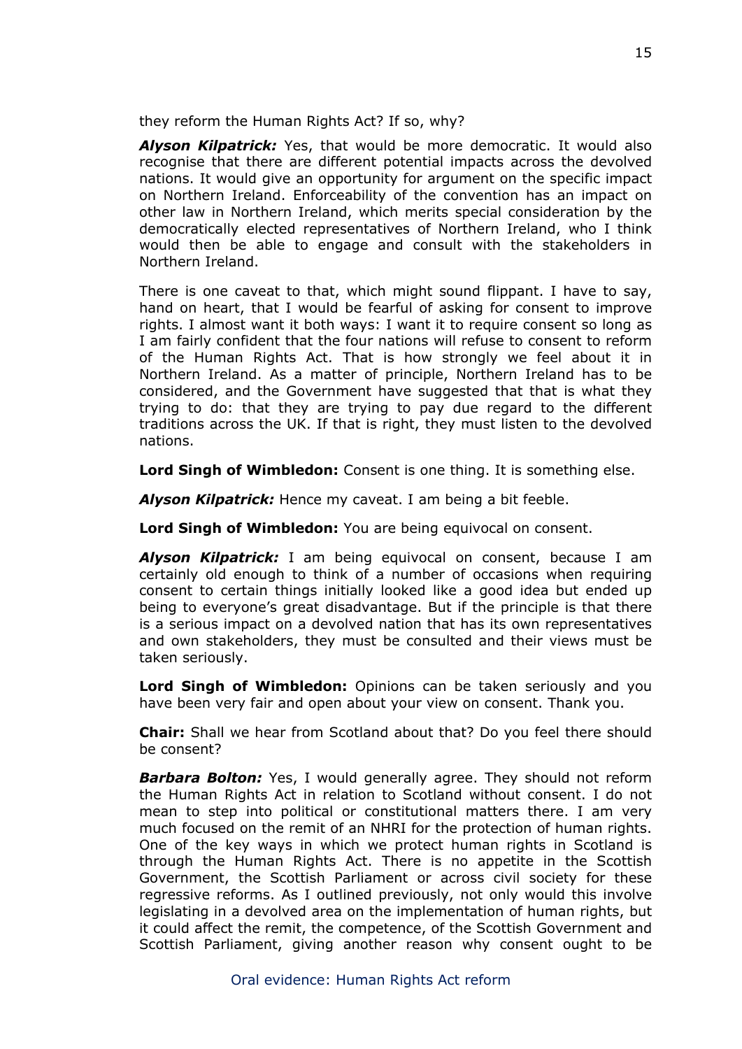they reform the Human Rights Act? If so, why?

***Alyson Kilpatrick:*** Yes, that would be more democratic. It would also recognise that there are different potential impacts across the devolved nations. It would give an opportunity for argument on the specific impact on Northern Ireland. Enforceability of the convention has an impact on other law in Northern Ireland, which merits special consideration by the democratically elected representatives of Northern Ireland, who I think would then be able to engage and consult with the stakeholders in Northern Ireland.

There is one caveat to that, which might sound flippant. I have to say, hand on heart, that I would be fearful of asking for consent to improve rights. I almost want it both ways: I want it to require consent so long as I am fairly confident that the four nations will refuse to consent to reform of the Human Rights Act. That is how strongly we feel about it in Northern Ireland. As a matter of principle, Northern Ireland has to be considered, and the Government have suggested that that is what they trying to do: that they are trying to pay due regard to the different traditions across the UK. If that is right, they must listen to the devolved nations.

**Lord Singh of Wimbledon:** Consent is one thing. It is something else.

***Alyson Kilpatrick:*** Hence my caveat. I am being a bit feeble.

**Lord Singh of Wimbledon:** You are being equivocal on consent.

***Alyson Kilpatrick:*** I am being equivocal on consent, because I am certainly old enough to think of a number of occasions when requiring consent to certain things initially looked like a good idea but ended up being to everyone's great disadvantage. But if the principle is that there is a serious impact on a devolved nation that has its own representatives and own stakeholders, they must be consulted and their views must be taken seriously.

**Lord Singh of Wimbledon:** Opinions can be taken seriously and you have been very fair and open about your view on consent. Thank you.

**Chair:** Shall we hear from Scotland about that? Do you feel there should be consent?

***Barbara Bolton:*** Yes, I would generally agree. They should not reform the Human Rights Act in relation to Scotland without consent. I do not mean to step into political or constitutional matters there. I am very much focused on the remit of an NHRI for the protection of human rights. One of the key ways in which we protect human rights in Scotland is through the Human Rights Act. There is no appetite in the Scottish Government, the Scottish Parliament or across civil society for these regressive reforms. As I outlined previously, not only would this involve legislating in a devolved area on the implementation of human rights, but it could affect the remit, the competence, of the Scottish Government and Scottish Parliament, giving another reason why consent ought to be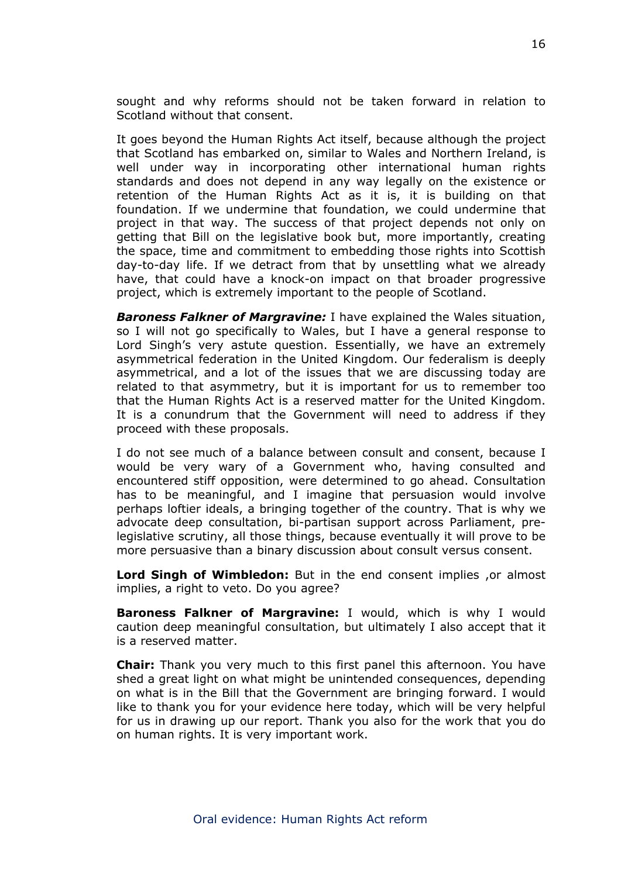sought and why reforms should not be taken forward in relation to Scotland without that consent.

It goes beyond the Human Rights Act itself, because although the project that Scotland has embarked on, similar to Wales and Northern Ireland, is well under way in incorporating other international human rights standards and does not depend in any way legally on the existence or retention of the Human Rights Act as it is, it is building on that foundation. If we undermine that foundation, we could undermine that project in that way. The success of that project depends not only on getting that Bill on the legislative book but, more importantly, creating the space, time and commitment to embedding those rights into Scottish day-to-day life. If we detract from that by unsettling what we already have, that could have a knock-on impact on that broader progressive project, which is extremely important to the people of Scotland.

***Baroness Falkner of Margravine:*** I have explained the Wales situation, so I will not go specifically to Wales, but I have a general response to Lord Singh's very astute question. Essentially, we have an extremely asymmetrical federation in the United Kingdom. Our federalism is deeply asymmetrical, and a lot of the issues that we are discussing today are related to that asymmetry, but it is important for us to remember too that the Human Rights Act is a reserved matter for the United Kingdom. It is a conundrum that the Government will need to address if they proceed with these proposals.

I do not see much of a balance between consult and consent, because I would be very wary of a Government who, having consulted and encountered stiff opposition, were determined to go ahead. Consultation has to be meaningful, and I imagine that persuasion would involve perhaps loftier ideals, a bringing together of the country. That is why we advocate deep consultation, bi-partisan support across Parliament, pre-legislative scrutiny, all those things, because eventually it will prove to be more persuasive than a binary discussion about consult versus consent.

**Lord Singh of Wimbledon:** But in the end consent implies ,or almost implies, a right to veto. Do you agree?

**Baroness Falkner of Margravine:** I would, which is why I would caution deep meaningful consultation, but ultimately I also accept that it is a reserved matter.

**Chair:** Thank you very much to this first panel this afternoon. You have shed a great light on what might be unintended consequences, depending on what is in the Bill that the Government are bringing forward. I would like to thank you for your evidence here today, which will be very helpful for us in drawing up our report. Thank you also for the work that you do on human rights. It is very important work.